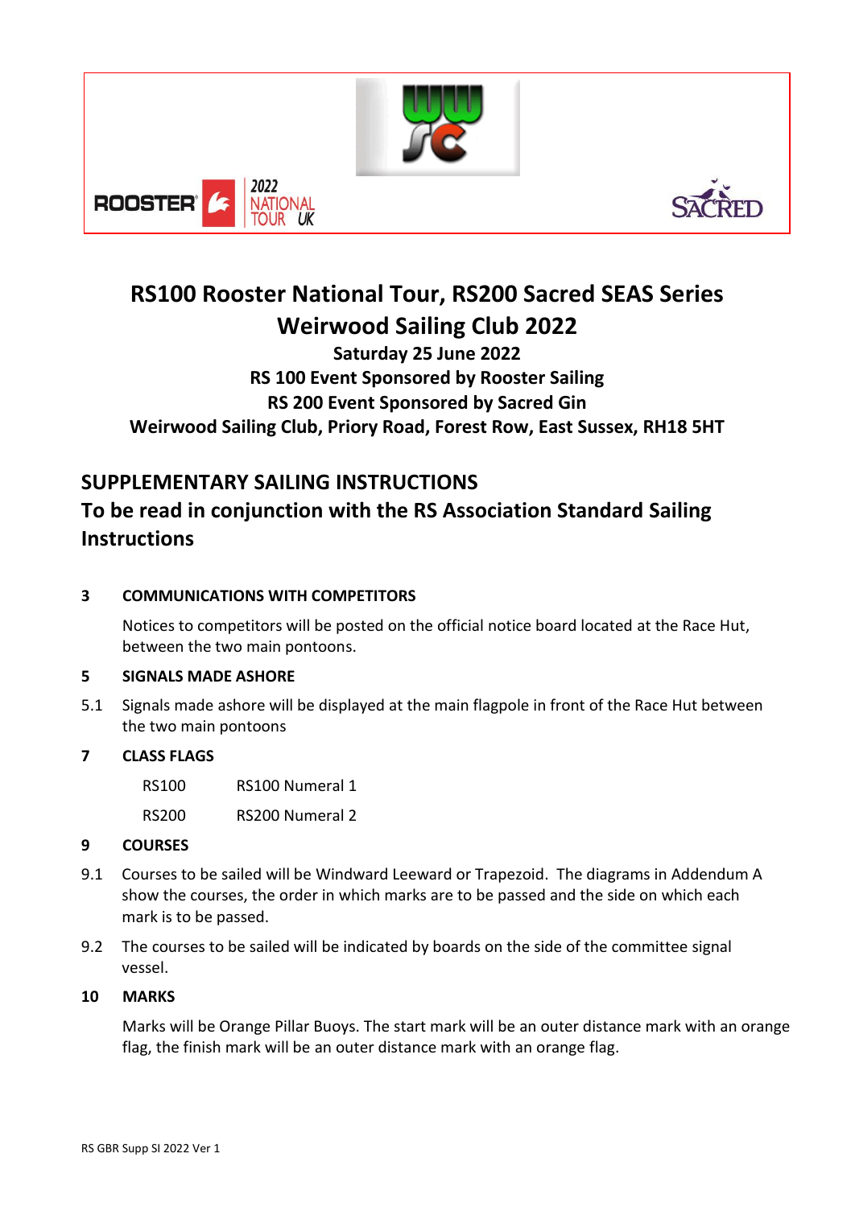# RS100 Rooster National Tour, RS200 Sacred SEAS Series Weirwood Sailing Club 2022

**Saturday 25 June 2022**

**RS 100 Event Sponsored by Rooster Sailing**

**RS 200 Event Sponsored by Sacred Gin**

**Weirwood Sailing Club, Priory Road, Forest Row, East Sussex, RH18 5HT**

## SUPPLEMENTARY SAILING INSTRUCTIONS

## To be read in conjunction with the RS Association Standard Sailing Instructions

### 3 COMMUNICATIONS WITH COMPETITORS

Notices to competitors will be posted on the official notice board located at the Race Hut, between the two main pontoons.

### 5 SIGNALS MADE ASHORE

5.1 Signals made ashore will be displayed at the main flagpole in front of the Race Hut between the two main pontoons

### 7 CLASS FLAGS

| | |
|---|---|
| RS100 | RS100 Numeral 1 |
| RS200 | RS200 Numeral 2 |

### 9 COURSES

9.1 Courses to be sailed will be Windward Leeward or Trapezoid. The diagrams in Addendum A show the courses, the order in which marks are to be passed and the side on which each mark is to be passed.

9.2 The courses to be sailed will be indicated by boards on the side of the committee signal vessel.

### 10 MARKS

Marks will be Orange Pillar Buoys. The start mark will be an outer distance mark with an orange flag, the finish mark will be an outer distance mark with an orange flag.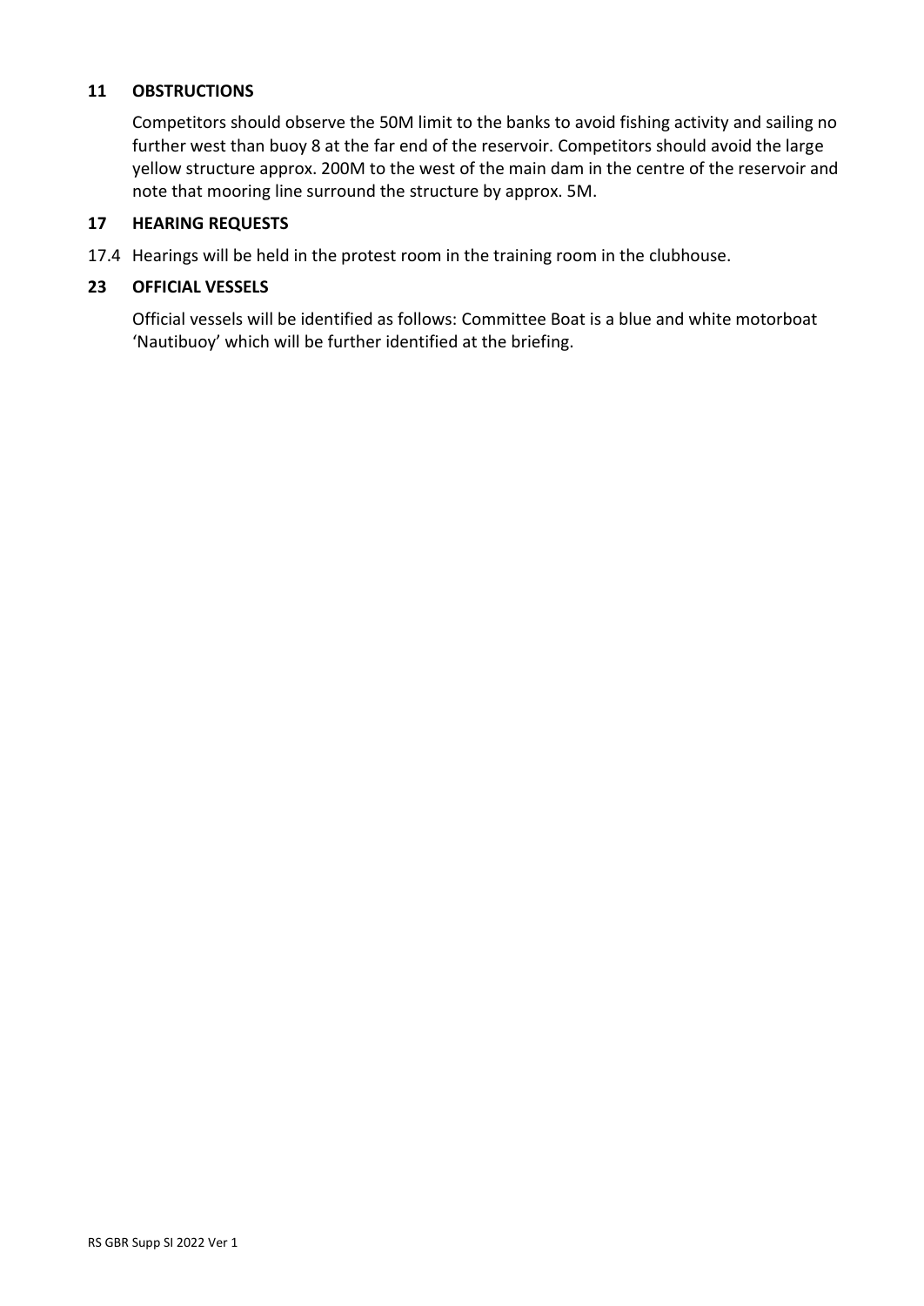## 11 OBSTRUCTIONS

Competitors should observe the 50M limit to the banks to avoid fishing activity and sailing no further west than buoy 8 at the far end of the reservoir. Competitors should avoid the large yellow structure approx. 200M to the west of the main dam in the centre of the reservoir and note that mooring line surround the structure by approx. 5M.

## 17 HEARING REQUESTS

17.4 Hearings will be held in the protest room in the training room in the clubhouse.

## 23 OFFICIAL VESSELS

Official vessels will be identified as follows: Committee Boat is a blue and white motorboat 'Nautibuoy' which will be further identified at the briefing.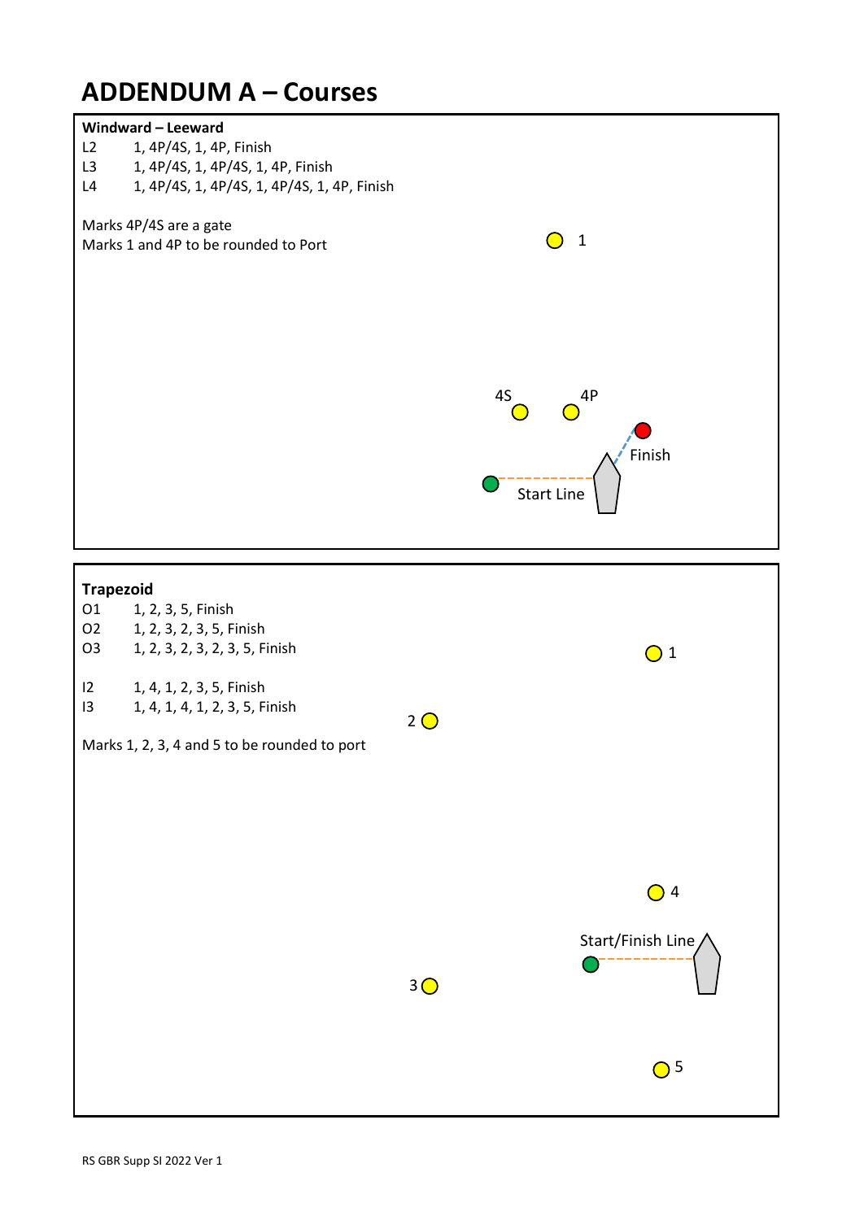# ADDENDUM A – Courses

**Windward – Leeward**

| | |
|---|---|
| L2 | 1, 4P/4S, 1, 4P, Finish |
| L3 | 1, 4P/4S, 1, 4P/4S, 1, 4P, Finish |
| L4 | 1, 4P/4S, 1, 4P/4S, 1, 4P/4S, 1, 4P, Finish |

Marks 4P/4S are a gate

Marks 1 and 4P to be rounded to Port

1

4S 4P

Finish

Start Line

**Trapezoid**

| | |
|---|---|
| O1 | 1, 2, 3, 5, Finish |
| O2 | 1, 2, 3, 2, 3, 5, Finish |
| O3 | 1, 2, 3, 2, 3, 2, 3, 5, Finish |
| I2 | 1, 4, 1, 2, 3, 5, Finish |
| I3 | 1, 4, 1, 4, 1, 2, 3, 5, Finish |

Marks 1, 2, 3, 4 and 5 to be rounded to port

1

2

4

Start/Finish Line

3

5